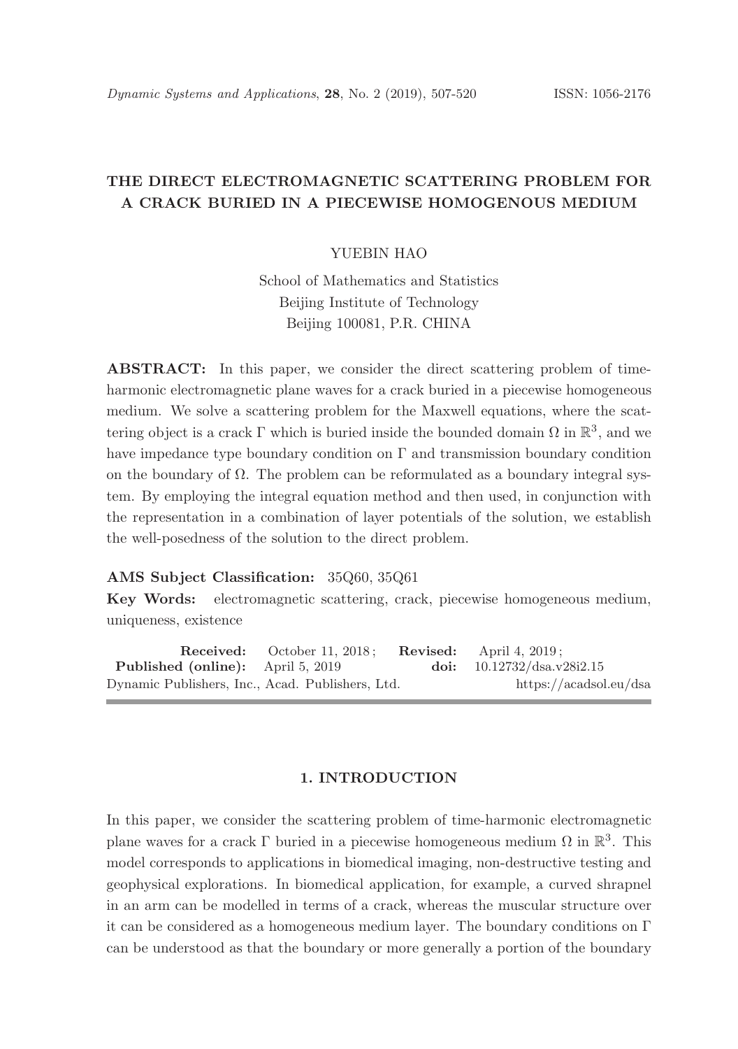# THE DIRECT ELECTROMAGNETIC SCATTERING PROBLEM FOR A CRACK BURIED IN A PIECEWISE HOMOGENOUS MEDIUM

YUEBIN HAO

School of Mathematics and Statistics
Beijing Institute of Technology
Beijing 100081, P.R. CHINA

**ABSTRACT:** In this paper, we consider the direct scattering problem of time-harmonic electromagnetic plane waves for a crack buried in a piecewise homogeneous medium. We solve a scattering problem for the Maxwell equations, where the scattering object is a crack $\Gamma$ which is buried inside the bounded domain $\Omega$ in $\mathbb{R}^3$, and we have impedance type boundary condition on $\Gamma$ and transmission boundary condition on the boundary of $\Omega$. The problem can be reformulated as a boundary integral system. By employing the integral equation method and then used, in conjunction with the representation in a combination of layer potentials of the solution, we establish the well-posedness of the solution to the direct problem.

**AMS Subject Classification:** 35Q60, 35Q61

**Key Words:** electromagnetic scattering, crack, piecewise homogeneous medium, uniqueness, existence

**Received:** October 11, 2018; **Revised:** April 4, 2019;
**Published (online):** April 5, 2019 **doi:** 10.12732/dsa.v28i2.15
Dynamic Publishers, Inc., Acad. Publishers, Ltd. https://acadsol.eu/dsa

## 1. INTRODUCTION

In this paper, we consider the scattering problem of time-harmonic electromagnetic plane waves for a crack $\Gamma$ buried in a piecewise homogeneous medium $\Omega$ in $\mathbb{R}^3$. This model corresponds to applications in biomedical imaging, non-destructive testing and geophysical explorations. In biomedical application, for example, a curved shrapnel in an arm can be modelled in terms of a crack, whereas the muscular structure over it can be considered as a homogeneous medium layer. The boundary conditions on $\Gamma$ can be understood as that the boundary or more generally a portion of the boundary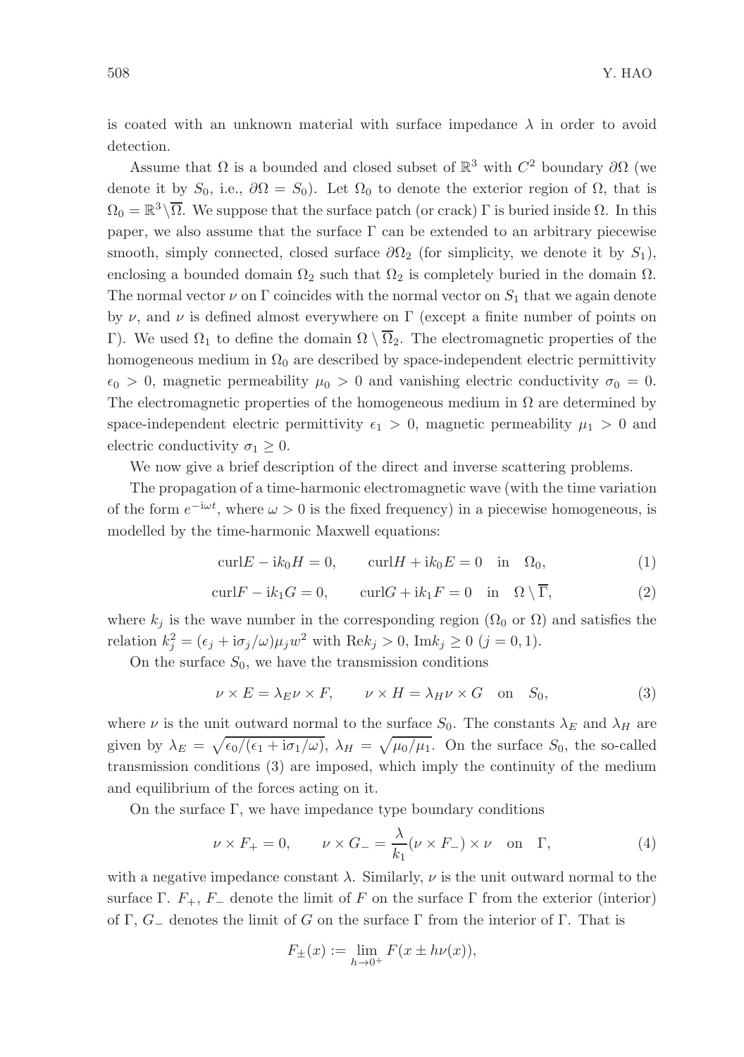is coated with an unknown material with surface impedance $\lambda$ in order to avoid detection.

Assume that $\Omega$ is a bounded and closed subset of $\mathbb{R}^3$ with $C^2$ boundary $\partial\Omega$ (we denote it by $S_0$, i.e., $\partial\Omega = S_0$). Let $\Omega_0$ to denote the exterior region of $\Omega$, that is $\Omega_0 = \mathbb{R}^3 \backslash \overline{\Omega}$. We suppose that the surface patch (or crack) $\Gamma$ is buried inside $\Omega$. In this paper, we also assume that the surface $\Gamma$ can be extended to an arbitrary piecewise smooth, simply connected, closed surface $\partial\Omega_2$ (for simplicity, we denote it by $S_1$), enclosing a bounded domain $\Omega_2$ such that $\Omega_2$ is completely buried in the domain $\Omega$. The normal vector $\nu$ on $\Gamma$ coincides with the normal vector on $S_1$ that we again denote by $\nu$, and $\nu$ is defined almost everywhere on $\Gamma$ (except a finite number of points on $\Gamma$). We used $\Omega_1$ to define the domain $\Omega \setminus \overline{\Omega}_2$. The electromagnetic properties of the homogeneous medium in $\Omega_0$ are described by space-independent electric permittivity $\epsilon_0 > 0$, magnetic permeability $\mu_0 > 0$ and vanishing electric conductivity $\sigma_0 = 0$. The electromagnetic properties of the homogeneous medium in $\Omega$ are determined by space-independent electric permittivity $\epsilon_1 > 0$, magnetic permeability $\mu_1 > 0$ and electric conductivity $\sigma_1 \geq 0$.

We now give a brief description of the direct and inverse scattering problems.

The propagation of a time-harmonic electromagnetic wave (with the time variation of the form $e^{-\mathrm{i}\omega t}$, where $\omega > 0$ is the fixed frequency) in a piecewise homogeneous, is modelled by the time-harmonic Maxwell equations:

$$\mathrm{curl} E - \mathrm{i}k_0 H = 0, \qquad \mathrm{curl} H + \mathrm{i}k_0 E = 0 \quad \text{in} \quad \Omega_0, \tag{1}$$

$$\mathrm{curl} F - \mathrm{i}k_1 G = 0, \qquad \mathrm{curl} G + \mathrm{i}k_1 F = 0 \quad \text{in} \quad \Omega \setminus \overline{\Gamma}, \tag{2}$$

where $k_j$ is the wave number in the corresponding region ($\Omega_0$ or $\Omega$) and satisfies the relation $k_j^2 = (\epsilon_j + \mathrm{i}\sigma_j/\omega)\mu_j w^2$ with $\mathrm{Re}k_j > 0$, $\mathrm{Im}k_j \geq 0$ $(j = 0, 1)$.

On the surface $S_0$, we have the transmission conditions

$$\nu \times E = \lambda_E \nu \times F, \qquad \nu \times H = \lambda_H \nu \times G \quad \text{on} \quad S_0, \tag{3}$$

where $\nu$ is the unit outward normal to the surface $S_0$. The constants $\lambda_E$ and $\lambda_H$ are given by $\lambda_E = \sqrt{\epsilon_0/(\epsilon_1 + \mathrm{i}\sigma_1/\omega)}$, $\lambda_H = \sqrt{\mu_0/\mu_1}$. On the surface $S_0$, the so-called transmission conditions (3) are imposed, which imply the continuity of the medium and equilibrium of the forces acting on it.

On the surface $\Gamma$, we have impedance type boundary conditions

$$\nu \times F_+ = 0, \qquad \nu \times G_- = \frac{\lambda}{k_1}(\nu \times F_-) \times \nu \quad \text{on} \quad \Gamma, \tag{4}$$

with a negative impedance constant $\lambda$. Similarly, $\nu$ is the unit outward normal to the surface $\Gamma$. $F_+$, $F_-$ denote the limit of $F$ on the surface $\Gamma$ from the exterior (interior) of $\Gamma$, $G_-$ denotes the limit of $G$ on the surface $\Gamma$ from the interior of $\Gamma$. That is

$$F_\pm(x) := \lim_{h \to 0^+} F(x \pm h\nu(x)),$$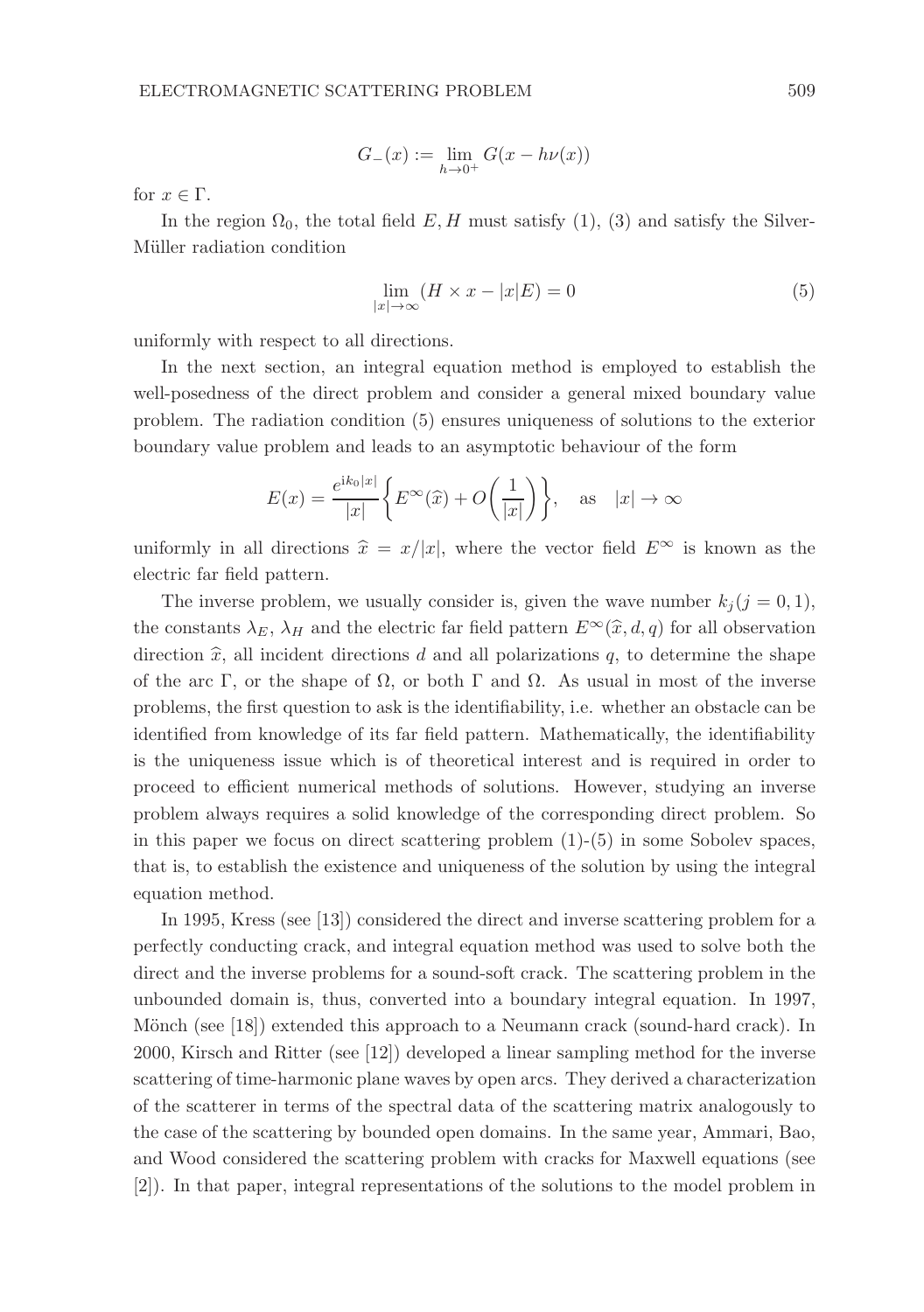$$G_-(x) := \lim_{h \to 0^+} G(x - h\nu(x))$$

for $x \in \Gamma$.

In the region $\Omega_0$, the total field $E, H$ must satisfy (1), (3) and satisfy the Silver-Müller radiation condition

$$\lim_{|x| \to \infty} (H \times x - |x|E) = 0 \tag{5}$$

uniformly with respect to all directions.

In the next section, an integral equation method is employed to establish the well-posedness of the direct problem and consider a general mixed boundary value problem. The radiation condition (5) ensures uniqueness of solutions to the exterior boundary value problem and leads to an asymptotic behaviour of the form

$$E(x) = \frac{e^{ik_0|x|}}{|x|} \left\{ E^\infty(\widehat{x}) + O\left( \frac{1}{|x|} \right) \right\}, \quad \text{as} \quad |x| \to \infty$$

uniformly in all directions $\widehat{x} = x/|x|$, where the vector field $E^\infty$ is known as the electric far field pattern.

The inverse problem, we usually consider is, given the wave number $k_j (j = 0, 1)$, the constants $\lambda_E$, $\lambda_H$ and the electric far field pattern $E^\infty(\widehat{x}, d, q)$ for all observation direction $\widehat{x}$, all incident directions $d$ and all polarizations $q$, to determine the shape of the arc $\Gamma$, or the shape of $\Omega$, or both $\Gamma$ and $\Omega$. As usual in most of the inverse problems, the first question to ask is the identifiability, i.e. whether an obstacle can be identified from knowledge of its far field pattern. Mathematically, the identifiability is the uniqueness issue which is of theoretical interest and is required in order to proceed to efficient numerical methods of solutions. However, studying an inverse problem always requires a solid knowledge of the corresponding direct problem. So in this paper we focus on direct scattering problem (1)-(5) in some Sobolev spaces, that is, to establish the existence and uniqueness of the solution by using the integral equation method.

In 1995, Kress (see [13]) considered the direct and inverse scattering problem for a perfectly conducting crack, and integral equation method was used to solve both the direct and the inverse problems for a sound-soft crack. The scattering problem in the unbounded domain is, thus, converted into a boundary integral equation. In 1997, Mönch (see [18]) extended this approach to a Neumann crack (sound-hard crack). In 2000, Kirsch and Ritter (see [12]) developed a linear sampling method for the inverse scattering of time-harmonic plane waves by open arcs. They derived a characterization of the scatterer in terms of the spectral data of the scattering matrix analogously to the case of the scattering by bounded open domains. In the same year, Ammari, Bao, and Wood considered the scattering problem with cracks for Maxwell equations (see [2]). In that paper, integral representations of the solutions to the model problem in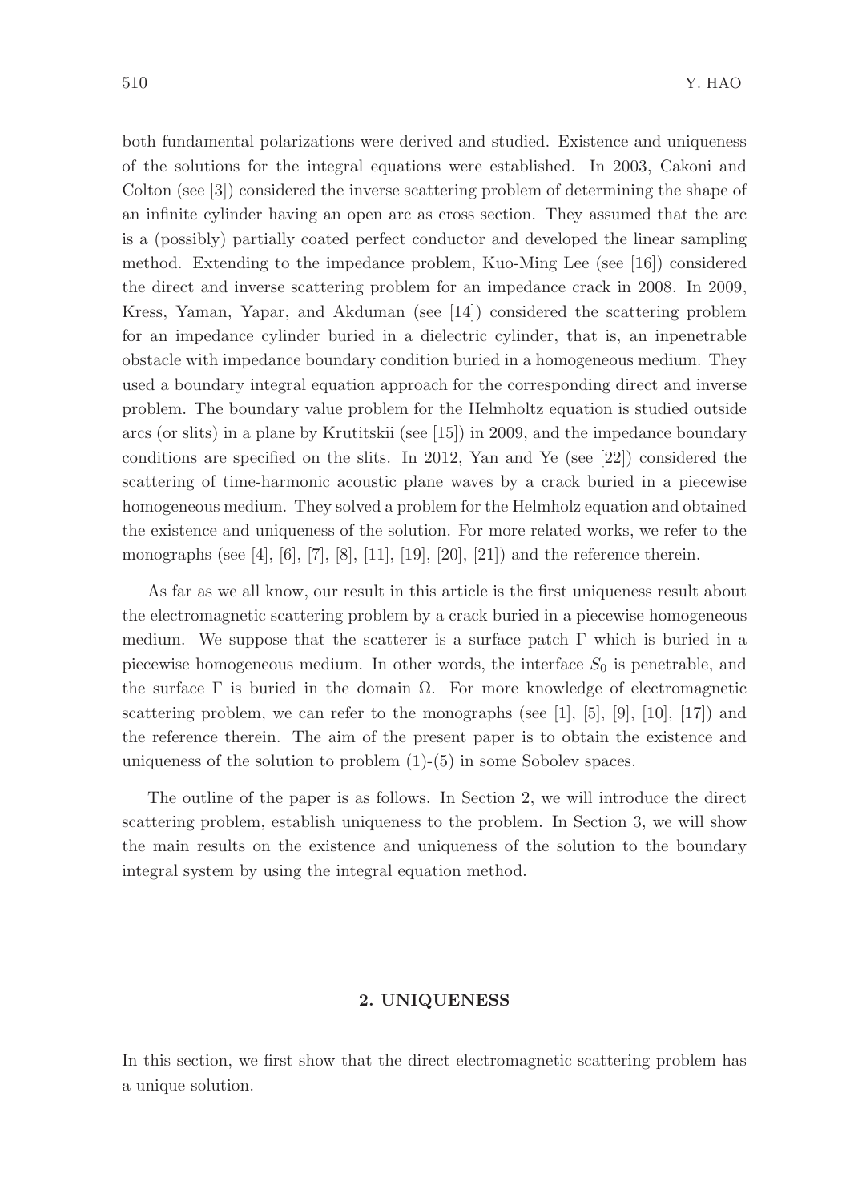both fundamental polarizations were derived and studied. Existence and uniqueness of the solutions for the integral equations were established. In 2003, Cakoni and Colton (see [3]) considered the inverse scattering problem of determining the shape of an infinite cylinder having an open arc as cross section. They assumed that the arc is a (possibly) partially coated perfect conductor and developed the linear sampling method. Extending to the impedance problem, Kuo-Ming Lee (see [16]) considered the direct and inverse scattering problem for an impedance crack in 2008. In 2009, Kress, Yaman, Yapar, and Akduman (see [14]) considered the scattering problem for an impedance cylinder buried in a dielectric cylinder, that is, an inpenetrable obstacle with impedance boundary condition buried in a homogeneous medium. They used a boundary integral equation approach for the corresponding direct and inverse problem. The boundary value problem for the Helmholtz equation is studied outside arcs (or slits) in a plane by Krutitskii (see [15]) in 2009, and the impedance boundary conditions are specified on the slits. In 2012, Yan and Ye (see [22]) considered the scattering of time-harmonic acoustic plane waves by a crack buried in a piecewise homogeneous medium. They solved a problem for the Helmholz equation and obtained the existence and uniqueness of the solution. For more related works, we refer to the monographs (see [4], [6], [7], [8], [11], [19], [20], [21]) and the reference therein.

As far as we all know, our result in this article is the first uniqueness result about the electromagnetic scattering problem by a crack buried in a piecewise homogeneous medium. We suppose that the scatterer is a surface patch $\Gamma$ which is buried in a piecewise homogeneous medium. In other words, the interface $S_0$ is penetrable, and the surface $\Gamma$ is buried in the domain $\Omega$. For more knowledge of electromagnetic scattering problem, we can refer to the monographs (see [1], [5], [9], [10], [17]) and the reference therein. The aim of the present paper is to obtain the existence and uniqueness of the solution to problem (1)-(5) in some Sobolev spaces.

The outline of the paper is as follows. In Section 2, we will introduce the direct scattering problem, establish uniqueness to the problem. In Section 3, we will show the main results on the existence and uniqueness of the solution to the boundary integral system by using the integral equation method.

## 2. UNIQUENESS

In this section, we first show that the direct electromagnetic scattering problem has a unique solution.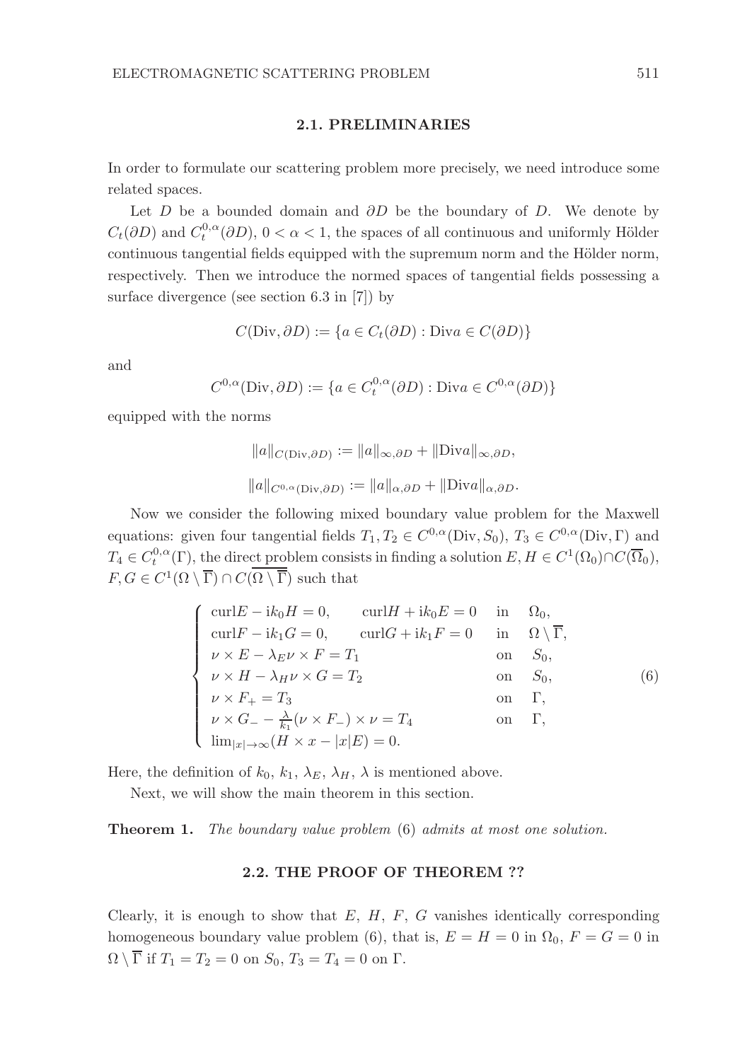### 2.1. PRELIMINARIES

In order to formulate our scattering problem more precisely, we need introduce some related spaces.

Let $D$ be a bounded domain and $\partial D$ be the boundary of $D$. We denote by $C_t(\partial D)$ and $C_t^{0,\alpha}(\partial D)$, $0 < \alpha < 1$, the spaces of all continuous and uniformly Hölder continuous tangential fields equipped with the supremum norm and the Hölder norm, respectively. Then we introduce the normed spaces of tangential fields possessing a surface divergence (see section 6.3 in [7]) by

$$C(\mathrm{Div}, \partial D) := \{a \in C_t(\partial D) : \mathrm{Div} a \in C(\partial D)\}$$

and

$$C^{0,\alpha}(\mathrm{Div}, \partial D) := \{a \in C_t^{0,\alpha}(\partial D) : \mathrm{Div} a \in C^{0,\alpha}(\partial D)\}$$

equipped with the norms

$$\|a\|_{C(\mathrm{Div},\partial D)} := \|a\|_{\infty,\partial D} + \|\mathrm{Div} a\|_{\infty,\partial D},$$

$$\|a\|_{C^{0,\alpha}(\mathrm{Div},\partial D)} := \|a\|_{\alpha,\partial D} + \|\mathrm{Div} a\|_{\alpha,\partial D}.$$

Now we consider the following mixed boundary value problem for the Maxwell equations: given four tangential fields $T_1, T_2 \in C^{0,\alpha}(\mathrm{Div}, S_0)$, $T_3 \in C^{0,\alpha}(\mathrm{Div}, \Gamma)$ and $T_4 \in C_t^{0,\alpha}(\Gamma)$, the direct problem consists in finding a solution $E, H \in C^1(\Omega_0) \cap C(\overline{\Omega}_0)$, $F, G \in C^1(\Omega \setminus \overline{\Gamma}) \cap C(\overline{\Omega \setminus \overline{\Gamma}})$ such that

$$\begin{cases} \mathrm{curl} E - \mathrm{i}k_0 H = 0, \qquad \mathrm{curl} H + \mathrm{i}k_0 E = 0 & \text{in} \quad \Omega_0, \\ \mathrm{curl} F - \mathrm{i}k_1 G = 0, \qquad \mathrm{curl} G + \mathrm{i}k_1 F = 0 & \text{in} \quad \Omega \setminus \overline{\Gamma}, \\ \nu \times E - \lambda_E \nu \times F = T_1 & \text{on} \quad S_0, \\ \nu \times H - \lambda_H \nu \times G = T_2 & \text{on} \quad S_0, \\ \nu \times F_+ = T_3 & \text{on} \quad \Gamma, \\ \nu \times G_- - \frac{\lambda}{k_1}(\nu \times F_-) \times \nu = T_4 & \text{on} \quad \Gamma, \\ \lim_{|x| \to \infty}(H \times x - |x| E) = 0. \end{cases} \tag{6}$$

Here, the definition of $k_0$, $k_1$, $\lambda_E$, $\lambda_H$, $\lambda$ is mentioned above.

Next, we will show the main theorem in this section.

**Theorem 1.** *The boundary value problem* (6) *admits at most one solution.*

### 2.2. THE PROOF OF THEOREM ??

Clearly, it is enough to show that $E$, $H$, $F$, $G$ vanishes identically corresponding homogeneous boundary value problem (6), that is, $E = H = 0$ in $\Omega_0$, $F = G = 0$ in $\Omega \setminus \overline{\Gamma}$ if $T_1 = T_2 = 0$ on $S_0$, $T_3 = T_4 = 0$ on $\Gamma$.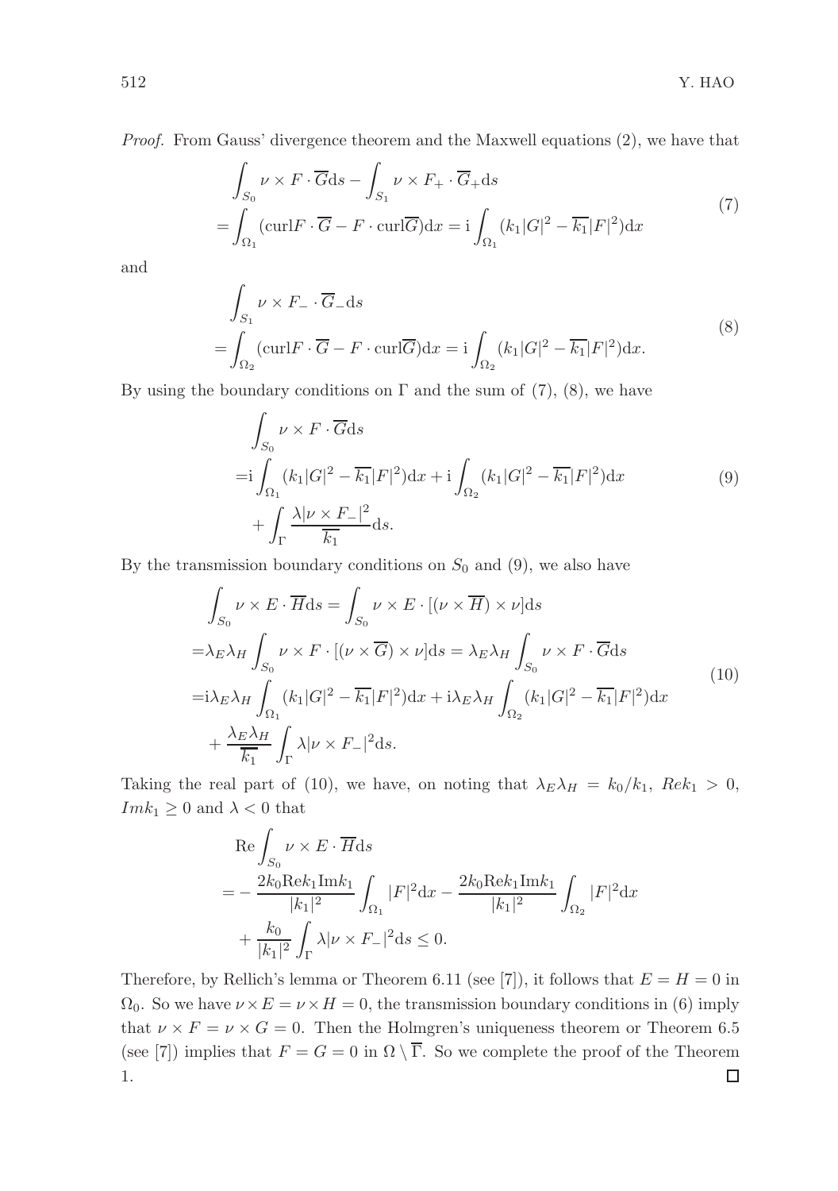*Proof.* From Gauss' divergence theorem and the Maxwell equations (2), we have that

$$
\begin{aligned}
&\int_{S_0} \nu \times F \cdot \overline{G} \mathrm{d}s - \int_{S_1} \nu \times F_+ \cdot \overline{G}_+ \mathrm{d}s \\
=&\int_{\Omega_1} (\mathrm{curl} F \cdot \overline{G} - F \cdot \mathrm{curl} \overline{G}) \mathrm{d}x = \mathrm{i} \int_{\Omega_1} (k_1 |G|^2 - \overline{k_1} |F|^2) \mathrm{d}x
\end{aligned}
\tag{7}
$$

and

$$
\begin{aligned}
&\int_{S_1} \nu \times F_- \cdot \overline{G}_- \mathrm{d}s \\
=&\int_{\Omega_2} (\mathrm{curl} F \cdot \overline{G} - F \cdot \mathrm{curl} \overline{G}) \mathrm{d}x = \mathrm{i} \int_{\Omega_2} (k_1 |G|^2 - \overline{k_1} |F|^2) \mathrm{d}x.
\end{aligned}
\tag{8}
$$

By using the boundary conditions on $\Gamma$ and the sum of (7), (8), we have

$$
\begin{aligned}
&\int_{S_0} \nu \times F \cdot \overline{G} \mathrm{d}s \\
=&\mathrm{i} \int_{\Omega_1} (k_1 |G|^2 - \overline{k_1} |F|^2) \mathrm{d}x + \mathrm{i} \int_{\Omega_2} (k_1 |G|^2 - \overline{k_1} |F|^2) \mathrm{d}x \\
&+ \int_{\Gamma} \frac{\lambda |\nu \times F_-|^2}{\overline{k_1}} \mathrm{d}s.
\end{aligned}
\tag{9}
$$

By the transmission boundary conditions on $S_0$ and (9), we also have

$$
\begin{aligned}
&\int_{S_0} \nu \times E \cdot \overline{H} \mathrm{d}s = \int_{S_0} \nu \times E \cdot [(\nu \times \overline{H}) \times \nu] \mathrm{d}s \\
=&\lambda_E \lambda_H \int_{S_0} \nu \times F \cdot [(\nu \times \overline{G}) \times \nu] \mathrm{d}s = \lambda_E \lambda_H \int_{S_0} \nu \times F \cdot \overline{G} \mathrm{d}s \\
=&\mathrm{i} \lambda_E \lambda_H \int_{\Omega_1} (k_1 |G|^2 - \overline{k_1} |F|^2) \mathrm{d}x + \mathrm{i} \lambda_E \lambda_H \int_{\Omega_2} (k_1 |G|^2 - \overline{k_1} |F|^2) \mathrm{d}x \\
&+ \frac{\lambda_E \lambda_H}{\overline{k_1}} \int_{\Gamma} \lambda |\nu \times F_-|^2 \mathrm{d}s.
\end{aligned}
\tag{10}
$$

Taking the real part of (10), we have, on noting that $\lambda_E \lambda_H = k_0/k_1$, $Rek_1 > 0$, $Imk_1 \geq 0$ and $\lambda < 0$ that

$$
\begin{aligned}
&\mathrm{Re} \int_{S_0} \nu \times E \cdot \overline{H} \mathrm{d}s \\
=&- \frac{2k_0 \mathrm{Re} k_1 \mathrm{Im} k_1}{|k_1|^2} \int_{\Omega_1} |F|^2 \mathrm{d}x - \frac{2k_0 \mathrm{Re} k_1 \mathrm{Im} k_1}{|k_1|^2} \int_{\Omega_2} |F|^2 \mathrm{d}x \\
&+ \frac{k_0}{|k_1|^2} \int_{\Gamma} \lambda |\nu \times F_-|^2 \mathrm{d}s \leq 0.
\end{aligned}
$$

Therefore, by Rellich's lemma or Theorem 6.11 (see [7]), it follows that $E = H = 0$ in $\Omega_0$. So we have $\nu \times E = \nu \times H = 0$, the transmission boundary conditions in (6) imply that $\nu \times F = \nu \times G = 0$. Then the Holmgren's uniqueness theorem or Theorem 6.5 (see [7]) implies that $F = G = 0$ in $\Omega \setminus \overline{\Gamma}$. So we complete the proof of the Theorem 1. □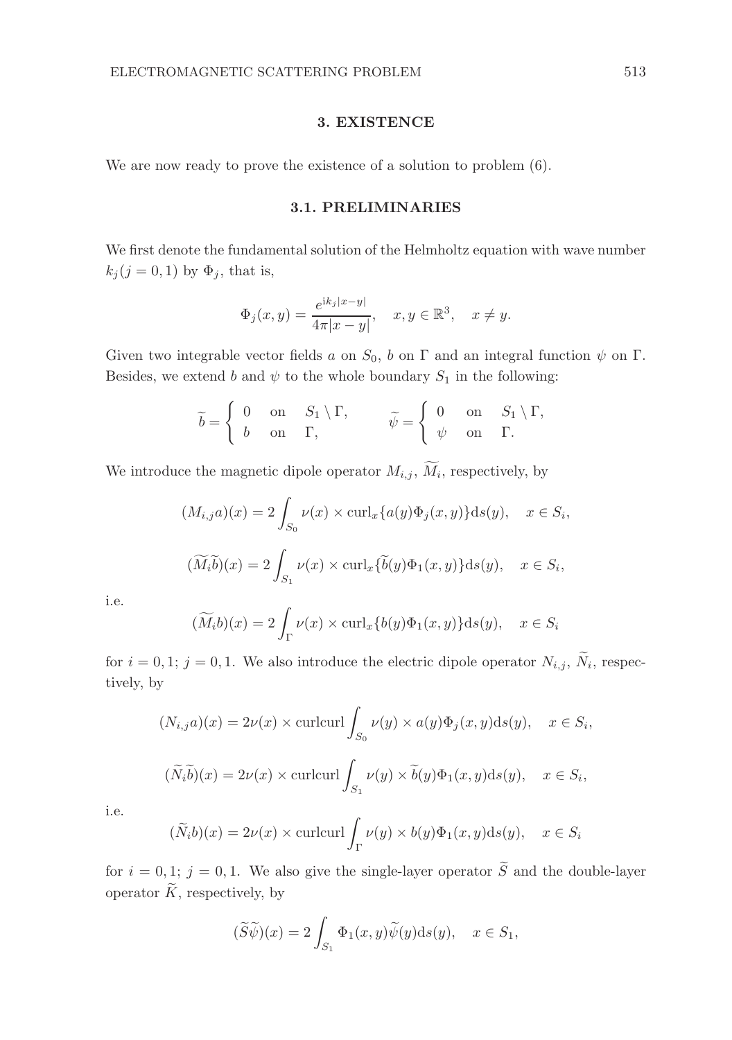## 3. EXISTENCE

We are now ready to prove the existence of a solution to problem (6).

### 3.1. PRELIMINARIES

We first denote the fundamental solution of the Helmholtz equation with wave number $k_j (j = 0, 1)$ by $\Phi_j$, that is,

$$\Phi_j(x, y) = \frac{e^{\mathrm{i}k_j|x-y|}}{4\pi|x-y|}, \quad x, y \in \mathbb{R}^3, \quad x \neq y.$$

Given two integrable vector fields $a$ on $S_0$, $b$ on $\Gamma$ and an integral function $\psi$ on $\Gamma$. Besides, we extend $b$ and $\psi$ to the whole boundary $S_1$ in the following:

$$\widetilde{b} = \begin{cases} 0 & \text{on} \quad S_1 \setminus \Gamma, \\ b & \text{on} \quad \Gamma, \end{cases} \qquad \widetilde{\psi} = \begin{cases} 0 & \text{on} \quad S_1 \setminus \Gamma, \\ \psi & \text{on} \quad \Gamma. \end{cases}$$

We introduce the magnetic dipole operator $M_{i,j}$, $\widetilde{M}_i$, respectively, by

$$(M_{i,j}a)(x) = 2\int_{S_0} \nu(x) \times \operatorname{curl}_x\{a(y)\Phi_j(x, y)\}\mathrm{d}s(y), \quad x \in S_i,$$

$$(\widetilde{M}_i\widetilde{b})(x) = 2\int_{S_1} \nu(x) \times \operatorname{curl}_x\{\widetilde{b}(y)\Phi_1(x, y)\}\mathrm{d}s(y), \quad x \in S_i,$$

i.e.

$$(\widetilde{M}_i b)(x) = 2\int_{\Gamma} \nu(x) \times \operatorname{curl}_x\{b(y)\Phi_1(x, y)\}\mathrm{d}s(y), \quad x \in S_i$$

for $i = 0, 1$; $j = 0, 1$. We also introduce the electric dipole operator $N_{i,j}$, $\widetilde{N}_i$, respectively, by

$$(N_{i,j}a)(x) = 2\nu(x) \times \operatorname{curlcurl}\int_{S_0} \nu(y) \times a(y)\Phi_j(x, y)\mathrm{d}s(y), \quad x \in S_i,$$

$$(\widetilde{N}_i\widetilde{b})(x) = 2\nu(x) \times \operatorname{curlcurl}\int_{S_1} \nu(y) \times \widetilde{b}(y)\Phi_1(x, y)\mathrm{d}s(y), \quad x \in S_i,$$

i.e.

$$(\widetilde{N}_i b)(x) = 2\nu(x) \times \operatorname{curlcurl}\int_{\Gamma} \nu(y) \times b(y)\Phi_1(x, y)\mathrm{d}s(y), \quad x \in S_i$$

for $i = 0, 1$; $j = 0, 1$. We also give the single-layer operator $\widetilde{S}$ and the double-layer operator $\widetilde{K}$, respectively, by

$$(\widetilde{S}\widetilde{\psi})(x) = 2\int_{S_1} \Phi_1(x, y)\widetilde{\psi}(y)\mathrm{d}s(y), \quad x \in S_1,$$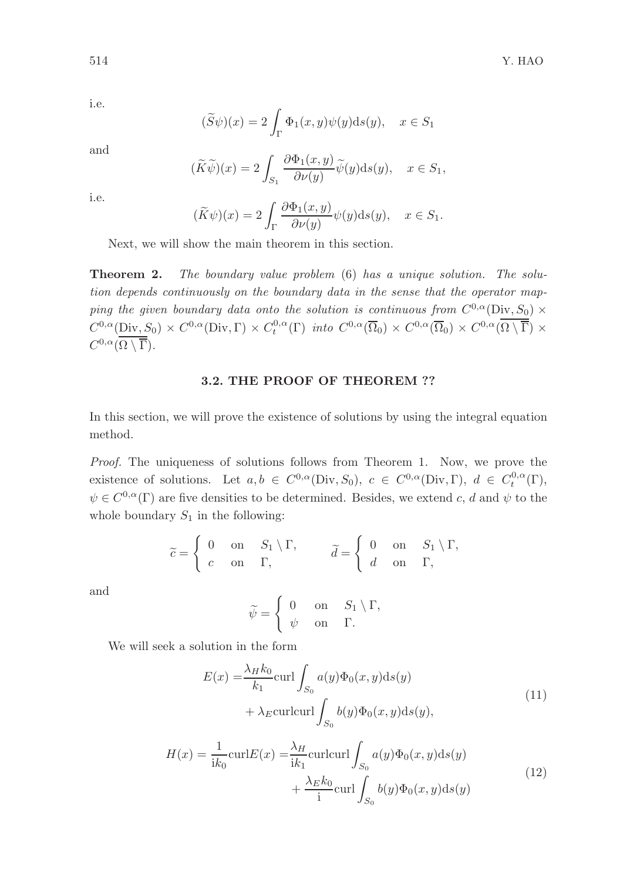i.e.

$$(\widetilde{S}\psi)(x) = 2\int_{\Gamma} \Phi_1(x,y)\psi(y)\mathrm{d}s(y), \quad x \in S_1$$

and

$$(\widetilde{K}\widetilde{\psi})(x) = 2\int_{S_1} \frac{\partial \Phi_1(x,y)}{\partial \nu(y)}\widetilde{\psi}(y)\mathrm{d}s(y), \quad x \in S_1,$$

i.e.

$$(\widetilde{K}\psi)(x) = 2\int_{\Gamma} \frac{\partial \Phi_1(x,y)}{\partial \nu(y)}\psi(y)\mathrm{d}s(y), \quad x \in S_1.$$

Next, we will show the main theorem in this section.

**Theorem 2.** *The boundary value problem* (6) *has a unique solution. The solution depends continuously on the boundary data in the sense that the operator mapping the given boundary data onto the solution is continuous from* $C^{0,\alpha}(\mathrm{Div}, S_0) \times C^{0,\alpha}(\mathrm{Div}, S_0) \times C^{0,\alpha}(\mathrm{Div}, \Gamma) \times C_t^{0,\alpha}(\Gamma)$ *into* $C^{0,\alpha}(\overline{\Omega}_0) \times C^{0,\alpha}(\overline{\Omega}_0) \times C^{0,\alpha}(\overline{\Omega \setminus \overline{\Gamma}}) \times C^{0,\alpha}(\overline{\Omega \setminus \overline{\Gamma}})$.

### 3.2. THE PROOF OF THEOREM ??

In this section, we will prove the existence of solutions by using the integral equation method.

*Proof.* The uniqueness of solutions follows from Theorem 1. Now, we prove the existence of solutions. Let $a, b \in C^{0,\alpha}(\mathrm{Div}, S_0)$, $c \in C^{0,\alpha}(\mathrm{Div}, \Gamma)$, $d \in C_t^{0,\alpha}(\Gamma)$, $\psi \in C^{0,\alpha}(\Gamma)$ are five densities to be determined. Besides, we extend $c$, $d$ and $\psi$ to the whole boundary $S_1$ in the following:

$$\widetilde{c} = \begin{cases} 0 & \text{on} \quad S_1 \setminus \Gamma, \\ c & \text{on} \quad \Gamma, \end{cases} \qquad \widetilde{d} = \begin{cases} 0 & \text{on} \quad S_1 \setminus \Gamma, \\ d & \text{on} \quad \Gamma, \end{cases}$$

and

$$\widetilde{\psi} = \begin{cases} 0 & \text{on} \quad S_1 \setminus \Gamma, \\ \psi & \text{on} \quad \Gamma. \end{cases}$$

We will seek a solution in the form

$$\begin{aligned} E(x) =& \frac{\lambda_H k_0}{k_1}\mathrm{curl}\int_{S_0} a(y)\Phi_0(x,y)\mathrm{d}s(y) \\ &+ \lambda_E \mathrm{curlcurl}\int_{S_0} b(y)\Phi_0(x,y)\mathrm{d}s(y), \end{aligned} \tag{11}$$

$$\begin{aligned} H(x) = \frac{1}{\mathrm{i}k_0}\mathrm{curl}E(x) =& \frac{\lambda_H}{\mathrm{i}k_1}\mathrm{curlcurl}\int_{S_0} a(y)\Phi_0(x,y)\mathrm{d}s(y) \\ &+ \frac{\lambda_E k_0}{\mathrm{i}}\mathrm{curl}\int_{S_0} b(y)\Phi_0(x,y)\mathrm{d}s(y) \end{aligned} \tag{12}$$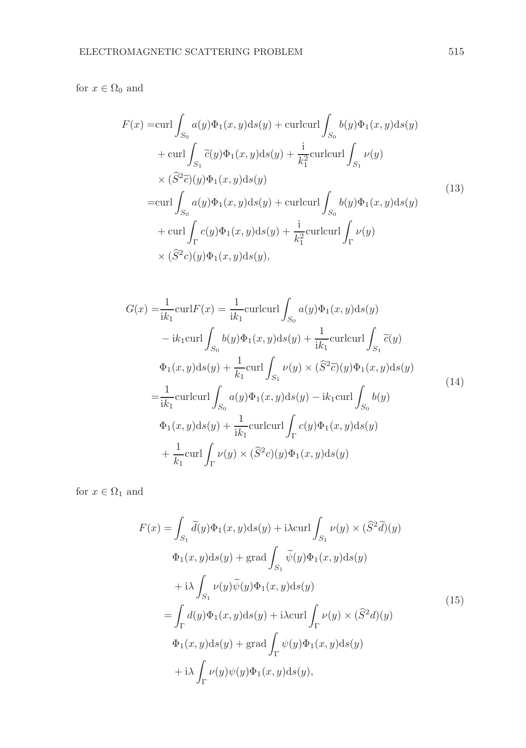for $x \in \Omega_0$ and

$$
\begin{aligned}
F(x) =& \operatorname{curl} \int_{S_0} a(y)\Phi_1(x,y)\mathrm{d}s(y) + \operatorname{curl}\operatorname{curl} \int_{S_0} b(y)\Phi_1(x,y)\mathrm{d}s(y) \\
&+ \operatorname{curl} \int_{S_1} \widetilde{c}(y)\Phi_1(x,y)\mathrm{d}s(y) + \frac{\mathrm{i}}{k_1^2}\operatorname{curl}\operatorname{curl} \int_{S_1} \nu(y) \\
&\times (\widehat{S}^2\widetilde{c})(y)\Phi_1(x,y)\mathrm{d}s(y) \\
=& \operatorname{curl} \int_{S_0} a(y)\Phi_1(x,y)\mathrm{d}s(y) + \operatorname{curl}\operatorname{curl} \int_{S_0} b(y)\Phi_1(x,y)\mathrm{d}s(y) \\
&+ \operatorname{curl} \int_{\Gamma} c(y)\Phi_1(x,y)\mathrm{d}s(y) + \frac{\mathrm{i}}{k_1^2}\operatorname{curl}\operatorname{curl} \int_{\Gamma} \nu(y) \\
&\times (\widehat{S}^2 c)(y)\Phi_1(x,y)\mathrm{d}s(y),
\end{aligned}
\tag{13}
$$

$$
\begin{aligned}
G(x) =& \frac{1}{\mathrm{i}k_1}\operatorname{curl}F(x) = \frac{1}{\mathrm{i}k_1}\operatorname{curl}\operatorname{curl} \int_{S_0} a(y)\Phi_1(x,y)\mathrm{d}s(y) \\
&- \mathrm{i}k_1 \operatorname{curl} \int_{S_0} b(y)\Phi_1(x,y)\mathrm{d}s(y) + \frac{1}{\mathrm{i}k_1}\operatorname{curl}\operatorname{curl} \int_{S_1} \widetilde{c}(y) \\
&\Phi_1(x,y)\mathrm{d}s(y) + \frac{1}{k_1}\operatorname{curl} \int_{S_1} \nu(y) \times (\widehat{S}^2\widetilde{c})(y)\Phi_1(x,y)\mathrm{d}s(y) \\
=& \frac{1}{\mathrm{i}k_1}\operatorname{curl}\operatorname{curl} \int_{S_0} a(y)\Phi_1(x,y)\mathrm{d}s(y) - \mathrm{i}k_1 \operatorname{curl} \int_{S_0} b(y) \\
&\Phi_1(x,y)\mathrm{d}s(y) + \frac{1}{\mathrm{i}k_1}\operatorname{curl}\operatorname{curl} \int_{\Gamma} c(y)\Phi_1(x,y)\mathrm{d}s(y) \\
&+ \frac{1}{k_1}\operatorname{curl} \int_{\Gamma} \nu(y) \times (\widehat{S}^2 c)(y)\Phi_1(x,y)\mathrm{d}s(y)
\end{aligned}
\tag{14}
$$

for $x \in \Omega_1$ and

$$
\begin{aligned}
F(x) =& \int_{S_1} \widetilde{d}(y)\Phi_1(x,y)\mathrm{d}s(y) + \mathrm{i}\lambda \operatorname{curl} \int_{S_1} \nu(y) \times (\widehat{S}^2\widetilde{d})(y) \\
&\Phi_1(x,y)\mathrm{d}s(y) + \operatorname{grad} \int_{S_1} \widetilde{\psi}(y)\Phi_1(x,y)\mathrm{d}s(y) \\
&+ \mathrm{i}\lambda \int_{S_1} \nu(y)\widetilde{\psi}(y)\Phi_1(x,y)\mathrm{d}s(y) \\
=& \int_{\Gamma} d(y)\Phi_1(x,y)\mathrm{d}s(y) + \mathrm{i}\lambda \operatorname{curl} \int_{\Gamma} \nu(y) \times (\widehat{S}^2 d)(y) \\
&\Phi_1(x,y)\mathrm{d}s(y) + \operatorname{grad} \int_{\Gamma} \psi(y)\Phi_1(x,y)\mathrm{d}s(y) \\
&+ \mathrm{i}\lambda \int_{\Gamma} \nu(y)\psi(y)\Phi_1(x,y)\mathrm{d}s(y),
\end{aligned}
\tag{15}
$$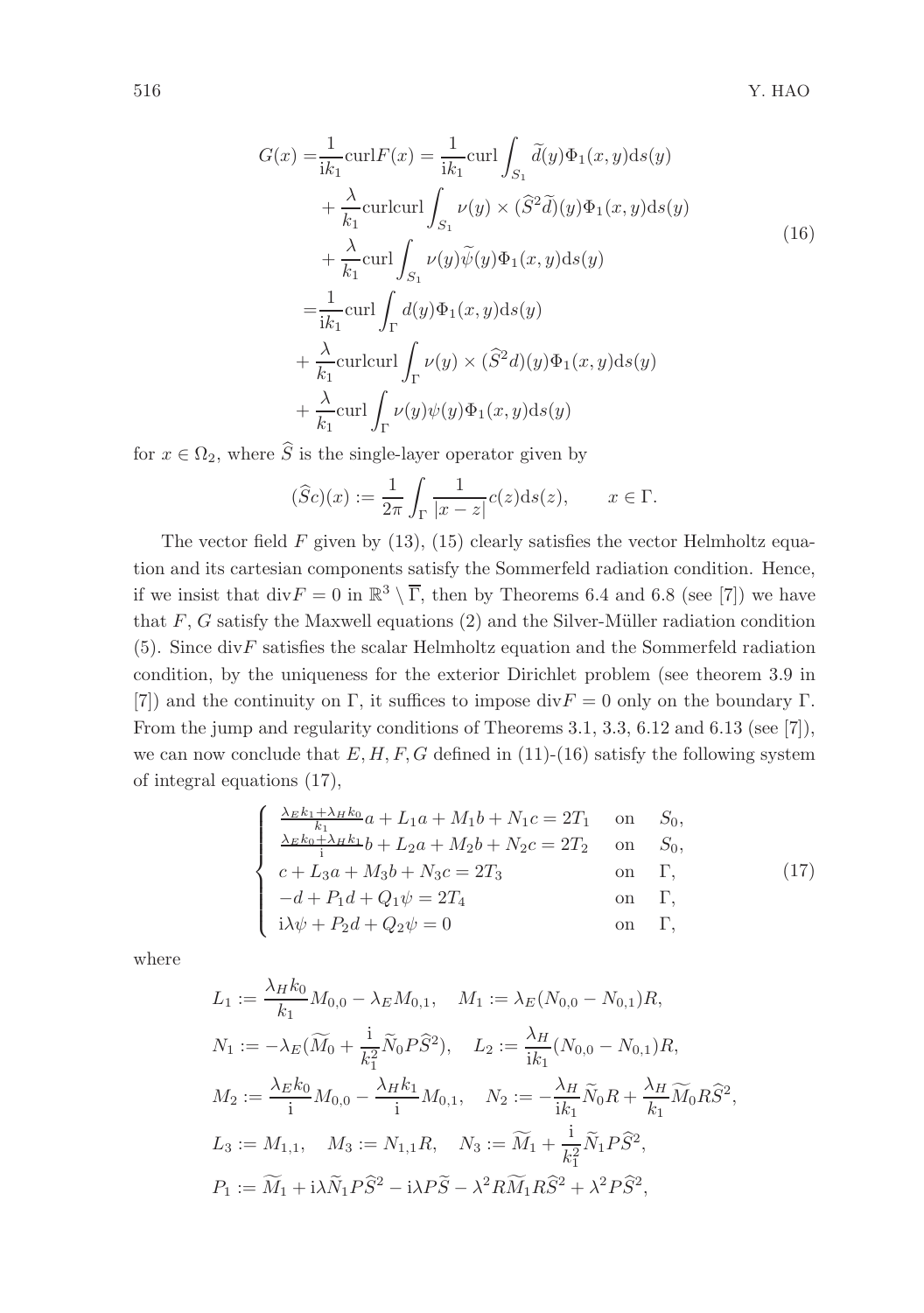$$
\begin{aligned}
G(x) =& \frac{1}{\mathrm{i}k_1}\mathrm{curl}F(x) = \frac{1}{\mathrm{i}k_1}\mathrm{curl}\int_{S_1}\widetilde{d}(y)\Phi_1(x,y)\mathrm{d}s(y) \\
&+ \frac{\lambda}{k_1}\mathrm{curlcurl}\int_{S_1}\nu(y)\times(\widehat{S}^2\widetilde{d})(y)\Phi_1(x,y)\mathrm{d}s(y) \\
&+ \frac{\lambda}{k_1}\mathrm{curl}\int_{S_1}\nu(y)\widetilde{\psi}(y)\Phi_1(x,y)\mathrm{d}s(y) \\
=& \frac{1}{\mathrm{i}k_1}\mathrm{curl}\int_{\Gamma}d(y)\Phi_1(x,y)\mathrm{d}s(y) \\
&+ \frac{\lambda}{k_1}\mathrm{curlcurl}\int_{\Gamma}\nu(y)\times(\widehat{S}^2 d)(y)\Phi_1(x,y)\mathrm{d}s(y) \\
&+ \frac{\lambda}{k_1}\mathrm{curl}\int_{\Gamma}\nu(y)\psi(y)\Phi_1(x,y)\mathrm{d}s(y)
\end{aligned}
\tag{16}
$$

for $x \in \Omega_2$, where $\widehat{S}$ is the single-layer operator given by

$$
(\widehat{S}c)(x) := \frac{1}{2\pi}\int_{\Gamma}\frac{1}{|x-z|}c(z)\mathrm{d}s(z), \qquad x \in \Gamma.
$$

The vector field $F$ given by (13), (15) clearly satisfies the vector Helmholtz equation and its cartesian components satisfy the Sommerfeld radiation condition. Hence, if we insist that $\mathrm{div}F = 0$ in $\mathbb{R}^3 \setminus \overline{\Gamma}$, then by Theorems 6.4 and 6.8 (see [7]) we have that $F, G$ satisfy the Maxwell equations (2) and the Silver-Müller radiation condition (5). Since $\mathrm{div}F$ satisfies the scalar Helmholtz equation and the Sommerfeld radiation condition, by the uniqueness for the exterior Dirichlet problem (see theorem 3.9 in [7]) and the continuity on $\Gamma$, it suffices to impose $\mathrm{div}F = 0$ only on the boundary $\Gamma$. From the jump and regularity conditions of Theorems 3.1, 3.3, 6.12 and 6.13 (see [7]), we can now conclude that $E, H, F, G$ defined in (11)-(16) satisfy the following system of integral equations (17),

$$
\left\{
\begin{array}{lll}
\frac{\lambda_E k_1 + \lambda_H k_0}{k_1}a + L_1 a + M_1 b + N_1 c = 2T_1 & \text{on} & S_0, \\
\frac{\lambda_E k_0 + \lambda_H k_1}{\mathrm{i}}b + L_2 a + M_2 b + N_2 c = 2T_2 & \text{on} & S_0, \\
c + L_3 a + M_3 b + N_3 c = 2T_3 & \text{on} & \Gamma, \\
-d + P_1 d + Q_1 \psi = 2T_4 & \text{on} & \Gamma, \\
\mathrm{i}\lambda\psi + P_2 d + Q_2 \psi = 0 & \text{on} & \Gamma,
\end{array}
\right.
\tag{17}
$$

where

$$
\begin{aligned}
&L_1 := \frac{\lambda_H k_0}{k_1}M_{0,0} - \lambda_E M_{0,1}, \quad M_1 := \lambda_E(N_{0,0} - N_{0,1})R, \\
&N_1 := -\lambda_E(\widetilde{M}_0 + \frac{\mathrm{i}}{k_1^2}\widetilde{N}_0 P\widehat{S}^2), \quad L_2 := \frac{\lambda_H}{\mathrm{i}k_1}(N_{0,0} - N_{0,1})R, \\
&M_2 := \frac{\lambda_E k_0}{\mathrm{i}}M_{0,0} - \frac{\lambda_H k_1}{\mathrm{i}}M_{0,1}, \quad N_2 := -\frac{\lambda_H}{\mathrm{i}k_1}\widetilde{N}_0 R + \frac{\lambda_H}{k_1}\widetilde{M}_0 R\widehat{S}^2, \\
&L_3 := M_{1,1}, \quad M_3 := N_{1,1}R, \quad N_3 := \widetilde{M}_1 + \frac{\mathrm{i}}{k_1^2}\widetilde{N}_1 P\widehat{S}^2, \\
&P_1 := \widetilde{M}_1 + \mathrm{i}\lambda\widetilde{N}_1 P\widehat{S}^2 - \mathrm{i}\lambda P\widetilde{S} - \lambda^2 R\widetilde{M}_1 R\widehat{S}^2 + \lambda^2 P\widehat{S}^2,
\end{aligned}
$$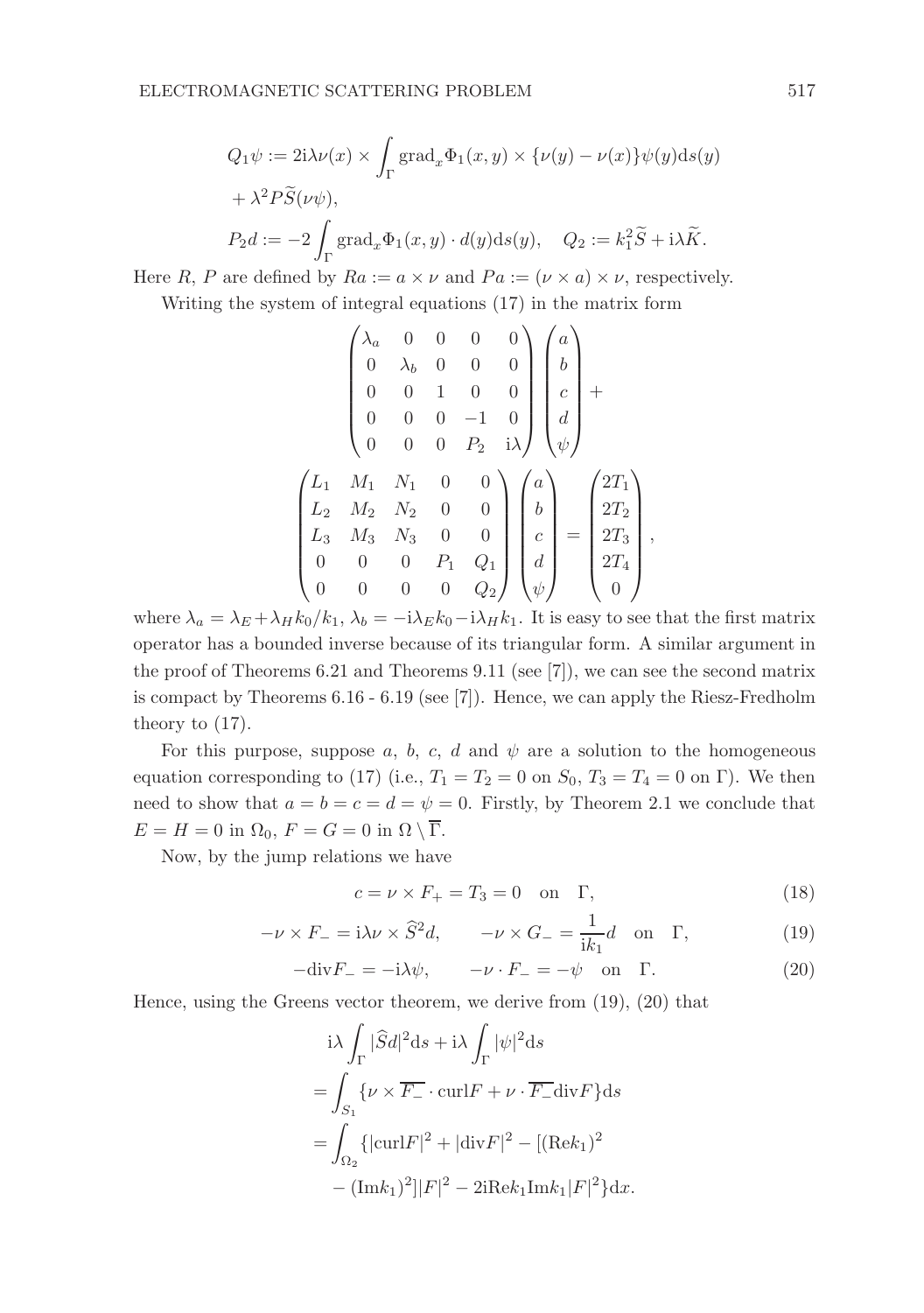$$
\begin{aligned}
Q_1\psi &:= 2\mathrm{i}\lambda\nu(x) \times \int_\Gamma \operatorname{grad}_x \Phi_1(x,y) \times \{\nu(y) - \nu(x)\}\psi(y)\mathrm{d}s(y) \\
&+ \lambda^2 P\widetilde{S}(\nu\psi), \\
P_2 d &:= -2\int_\Gamma \operatorname{grad}_x \Phi_1(x,y) \cdot d(y)\mathrm{d}s(y), \quad Q_2 := k_1^2\widetilde{S} + \mathrm{i}\lambda\widetilde{K}.
\end{aligned}
$$

Here $R$, $P$ are defined by $Ra := a \times \nu$ and $Pa := (\nu \times a) \times \nu$, respectively.

Writing the system of integral equations (17) in the matrix form

$$
\begin{pmatrix}
\lambda_a & 0 & 0 & 0 & 0 \\
0 & \lambda_b & 0 & 0 & 0 \\
0 & 0 & 1 & 0 & 0 \\
0 & 0 & 0 & -1 & 0 \\
0 & 0 & 0 & P_2 & \mathrm{i}\lambda
\end{pmatrix}
\begin{pmatrix} a \\ b \\ c \\ d \\ \psi \end{pmatrix}
+
$$

$$
\begin{pmatrix}
L_1 & M_1 & N_1 & 0 & 0 \\
L_2 & M_2 & N_2 & 0 & 0 \\
L_3 & M_3 & N_3 & 0 & 0 \\
0 & 0 & 0 & P_1 & Q_1 \\
0 & 0 & 0 & 0 & Q_2
\end{pmatrix}
\begin{pmatrix} a \\ b \\ c \\ d \\ \psi \end{pmatrix}
=
\begin{pmatrix} 2T_1 \\ 2T_2 \\ 2T_3 \\ 2T_4 \\ 0 \end{pmatrix},
$$

where $\lambda_a = \lambda_E + \lambda_H k_0/k_1$, $\lambda_b = -\mathrm{i}\lambda_E k_0 - \mathrm{i}\lambda_H k_1$. It is easy to see that the first matrix operator has a bounded inverse because of its triangular form. A similar argument in the proof of Theorems 6.21 and Theorems 9.11 (see [7]), we can see the second matrix is compact by Theorems 6.16 - 6.19 (see [7]). Hence, we can apply the Riesz-Fredholm theory to (17).

For this purpose, suppose $a$, $b$, $c$, $d$ and $\psi$ are a solution to the homogeneous equation corresponding to (17) (i.e., $T_1 = T_2 = 0$ on $S_0$, $T_3 = T_4 = 0$ on $\Gamma$). We then need to show that $a = b = c = d = \psi = 0$. Firstly, by Theorem 2.1 we conclude that $E = H = 0$ in $\Omega_0$, $F = G = 0$ in $\Omega \setminus \overline{\Gamma}$.

Now, by the jump relations we have

$$
c = \nu \times F_+ = T_3 = 0 \quad \text{on} \quad \Gamma, \tag{18}
$$

$$
-\nu \times F_- = \mathrm{i}\lambda\nu \times \widehat{S}^2 d, \qquad -\nu \times G_- = \frac{1}{\mathrm{i}k_1} d \quad \text{on} \quad \Gamma, \tag{19}
$$

$$
-\operatorname{div} F_- = -\mathrm{i}\lambda\psi, \qquad -\nu \cdot F_- = -\psi \quad \text{on} \quad \Gamma. \tag{20}
$$

Hence, using the Greens vector theorem, we derive from (19), (20) that

$$
\begin{aligned}
&\mathrm{i}\lambda \int_\Gamma |\widehat{S}d|^2 \mathrm{d}s + \mathrm{i}\lambda \int_\Gamma |\psi|^2 \mathrm{d}s \\
&= \int_{S_1} \{\nu \times \overline{F_-} \cdot \operatorname{curl} F + \nu \cdot \overline{F_-} \operatorname{div} F\} \mathrm{d}s \\
&= \int_{\Omega_2} \{|\operatorname{curl} F|^2 + |\operatorname{div} F|^2 - [(\mathrm{Re}k_1)^2 \\
&\quad - (\mathrm{Im}k_1)^2]|F|^2 - 2\mathrm{i}\mathrm{Re}k_1 \mathrm{Im}k_1 |F|^2\} \mathrm{d}x.
\end{aligned}
$$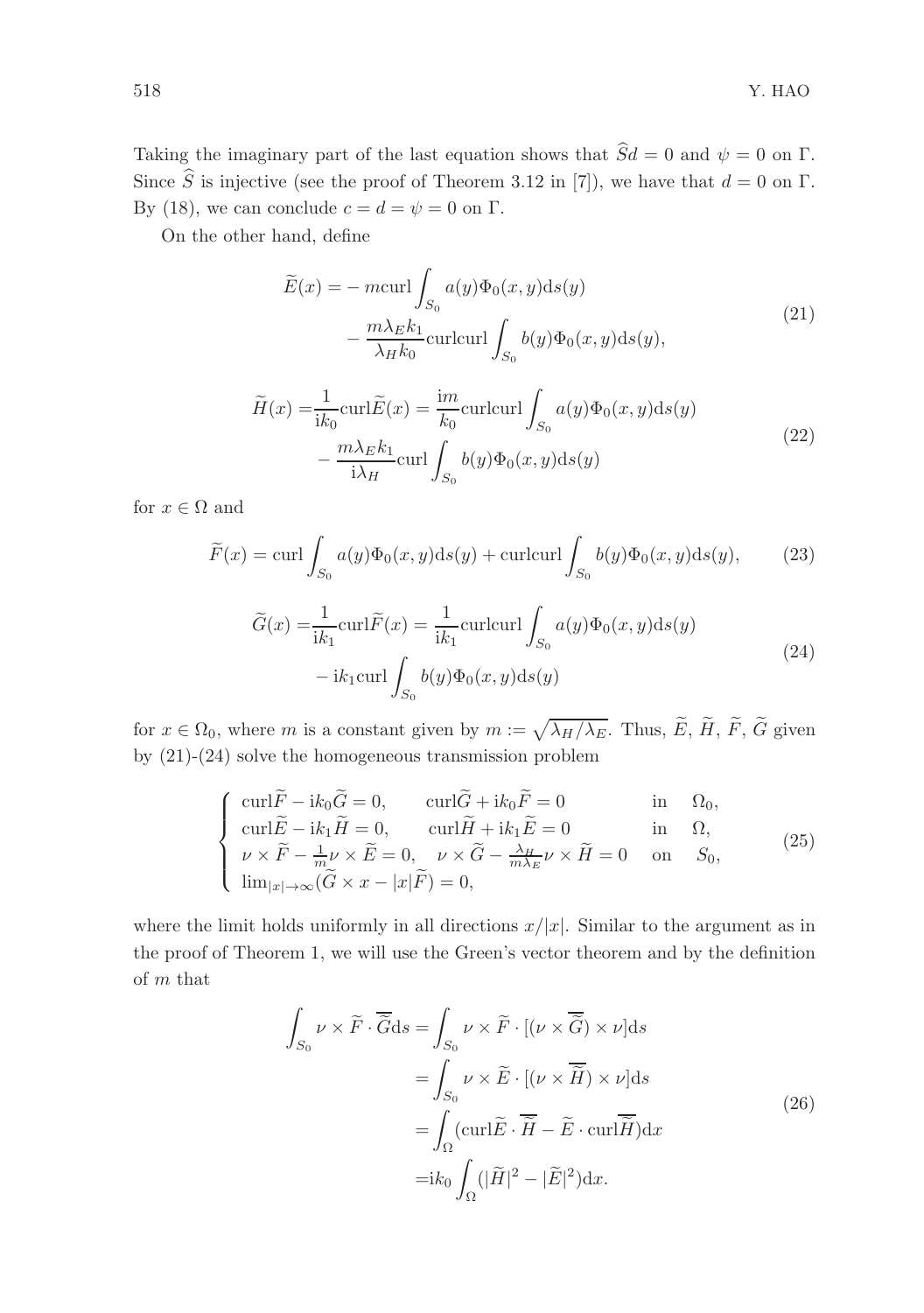Taking the imaginary part of the last equation shows that $\widehat{S}d = 0$ and $\psi = 0$ on $\Gamma$. Since $\widehat{S}$ is injective (see the proof of Theorem 3.12 in [7]), we have that $d = 0$ on $\Gamma$. By (18), we can conclude $c = d = \psi = 0$ on $\Gamma$.

On the other hand, define

$$
\begin{aligned}
\widetilde{E}(x) = & - m\mathrm{curl}\int_{S_0} a(y)\Phi_0(x,y)\mathrm{d}s(y) \\
& - \frac{m\lambda_E k_1}{\lambda_H k_0}\mathrm{curlcurl}\int_{S_0} b(y)\Phi_0(x,y)\mathrm{d}s(y),
\end{aligned}
\tag{21}
$$

$$
\begin{aligned}
\widetilde{H}(x) = & \frac{1}{\mathrm{i}k_0}\mathrm{curl}\widetilde{E}(x) = \frac{\mathrm{i}m}{k_0}\mathrm{curlcurl}\int_{S_0} a(y)\Phi_0(x,y)\mathrm{d}s(y) \\
& - \frac{m\lambda_E k_1}{\mathrm{i}\lambda_H}\mathrm{curl}\int_{S_0} b(y)\Phi_0(x,y)\mathrm{d}s(y)
\end{aligned}
\tag{22}
$$

for $x \in \Omega$ and

$$
\widetilde{F}(x) = \mathrm{curl}\int_{S_0} a(y)\Phi_0(x,y)\mathrm{d}s(y) + \mathrm{curlcurl}\int_{S_0} b(y)\Phi_0(x,y)\mathrm{d}s(y), \tag{23}
$$

$$
\begin{aligned}
\widetilde{G}(x) = & \frac{1}{\mathrm{i}k_1}\mathrm{curl}\widetilde{F}(x) = \frac{1}{\mathrm{i}k_1}\mathrm{curlcurl}\int_{S_0} a(y)\Phi_0(x,y)\mathrm{d}s(y) \\
& - \mathrm{i}k_1\mathrm{curl}\int_{S_0} b(y)\Phi_0(x,y)\mathrm{d}s(y)
\end{aligned}
\tag{24}
$$

for $x \in \Omega_0$, where $m$ is a constant given by $m := \sqrt{\lambda_H/\lambda_E}$. Thus, $\widetilde{E}$, $\widetilde{H}$, $\widetilde{F}$, $\widetilde{G}$ given by (21)-(24) solve the homogeneous transmission problem

$$
\begin{cases}
\mathrm{curl}\widetilde{F} - \mathrm{i}k_0\widetilde{G} = 0, \qquad \mathrm{curl}\widetilde{G} + \mathrm{i}k_0\widetilde{F} = 0 & \text{in} \quad \Omega_0, \\
\mathrm{curl}\widetilde{E} - \mathrm{i}k_1\widetilde{H} = 0, \qquad \mathrm{curl}\widetilde{H} + \mathrm{i}k_1\widetilde{E} = 0 & \text{in} \quad \Omega, \\
\nu \times \widetilde{F} - \frac{1}{m}\nu \times \widetilde{E} = 0, \quad \nu \times \widetilde{G} - \frac{\lambda_H}{m\lambda_E}\nu \times \widetilde{H} = 0 & \text{on} \quad S_0, \\
\lim_{|x|\to\infty}(\widetilde{G} \times x - |x|\widetilde{F}) = 0,
\end{cases}
\tag{25}
$$

where the limit holds uniformly in all directions $x/|x|$. Similar to the argument as in the proof of Theorem 1, we will use the Green's vector theorem and by the definition of $m$ that

$$
\begin{aligned}
\int_{S_0} \nu \times \widetilde{F} \cdot \overline{\widetilde{G}}\mathrm{d}s = & \int_{S_0} \nu \times \widetilde{F} \cdot [(\nu \times \overline{\widetilde{G}}) \times \nu]\mathrm{d}s \\
= & \int_{S_0} \nu \times \widetilde{E} \cdot [(\nu \times \overline{\widetilde{H}}) \times \nu]\mathrm{d}s \\
= & \int_{\Omega} (\mathrm{curl}\widetilde{E} \cdot \overline{\widetilde{H}} - \widetilde{E} \cdot \mathrm{curl}\overline{\widetilde{H}})\mathrm{d}x \\
= & \mathrm{i}k_0 \int_{\Omega} (|\widetilde{H}|^2 - |\widetilde{E}|^2)\mathrm{d}x.
\end{aligned}
\tag{26}
$$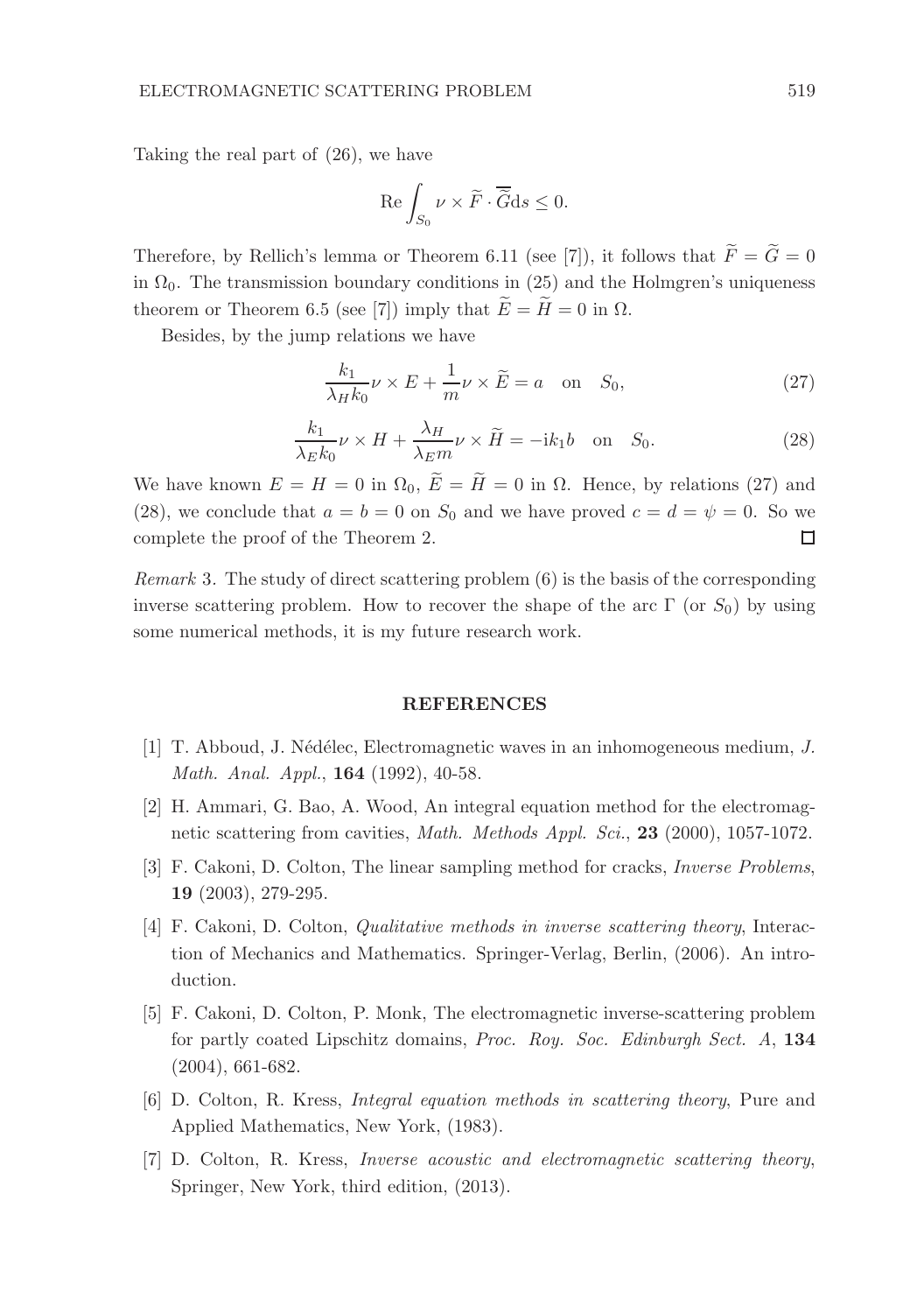Taking the real part of (26), we have

$$\operatorname{Re}\int_{S_0} \nu \times \widetilde{F} \cdot \overline{\widetilde{G}} \mathrm{d}s \leq 0.$$

Therefore, by Rellich's lemma or Theorem 6.11 (see [7]), it follows that $\widetilde{F} = \widetilde{G} = 0$ in $\Omega_0$. The transmission boundary conditions in (25) and the Holmgren's uniqueness theorem or Theorem 6.5 (see [7]) imply that $\widetilde{E} = \widetilde{H} = 0$ in $\Omega$.

Besides, by the jump relations we have

$$\frac{k_1}{\lambda_H k_0} \nu \times E + \frac{1}{m} \nu \times \widetilde{E} = a \quad \text{on} \quad S_0, \tag{27}$$

$$\frac{k_1}{\lambda_E k_0} \nu \times H + \frac{\lambda_H}{\lambda_E m} \nu \times \widetilde{H} = -\mathrm{i}k_1 b \quad \text{on} \quad S_0. \tag{28}$$

We have known $E = H = 0$ in $\Omega_0$, $\widetilde{E} = \widetilde{H} = 0$ in $\Omega$. Hence, by relations (27) and (28), we conclude that $a = b = 0$ on $S_0$ and we have proved $c = d = \psi = 0$. So we complete the proof of the Theorem 2. □

*Remark* 3. The study of direct scattering problem (6) is the basis of the corresponding inverse scattering problem. How to recover the shape of the arc $\Gamma$ (or $S_0$) by using some numerical methods, it is my future research work.

## REFERENCES

[1] T. Abboud, J. Nédélec, Electromagnetic waves in an inhomogeneous medium, *J. Math. Anal. Appl.*, **164** (1992), 40-58.

[2] H. Ammari, G. Bao, A. Wood, An integral equation method for the electromagnetic scattering from cavities, *Math. Methods Appl. Sci.*, **23** (2000), 1057-1072.

[3] F. Cakoni, D. Colton, The linear sampling method for cracks, *Inverse Problems*, **19** (2003), 279-295.

[4] F. Cakoni, D. Colton, *Qualitative methods in inverse scattering theory*, Interaction of Mechanics and Mathematics. Springer-Verlag, Berlin, (2006). An introduction.

[5] F. Cakoni, D. Colton, P. Monk, The electromagnetic inverse-scattering problem for partly coated Lipschitz domains, *Proc. Roy. Soc. Edinburgh Sect. A*, **134** (2004), 661-682.

[6] D. Colton, R. Kress, *Integral equation methods in scattering theory*, Pure and Applied Mathematics, New York, (1983).

[7] D. Colton, R. Kress, *Inverse acoustic and electromagnetic scattering theory*, Springer, New York, third edition, (2013).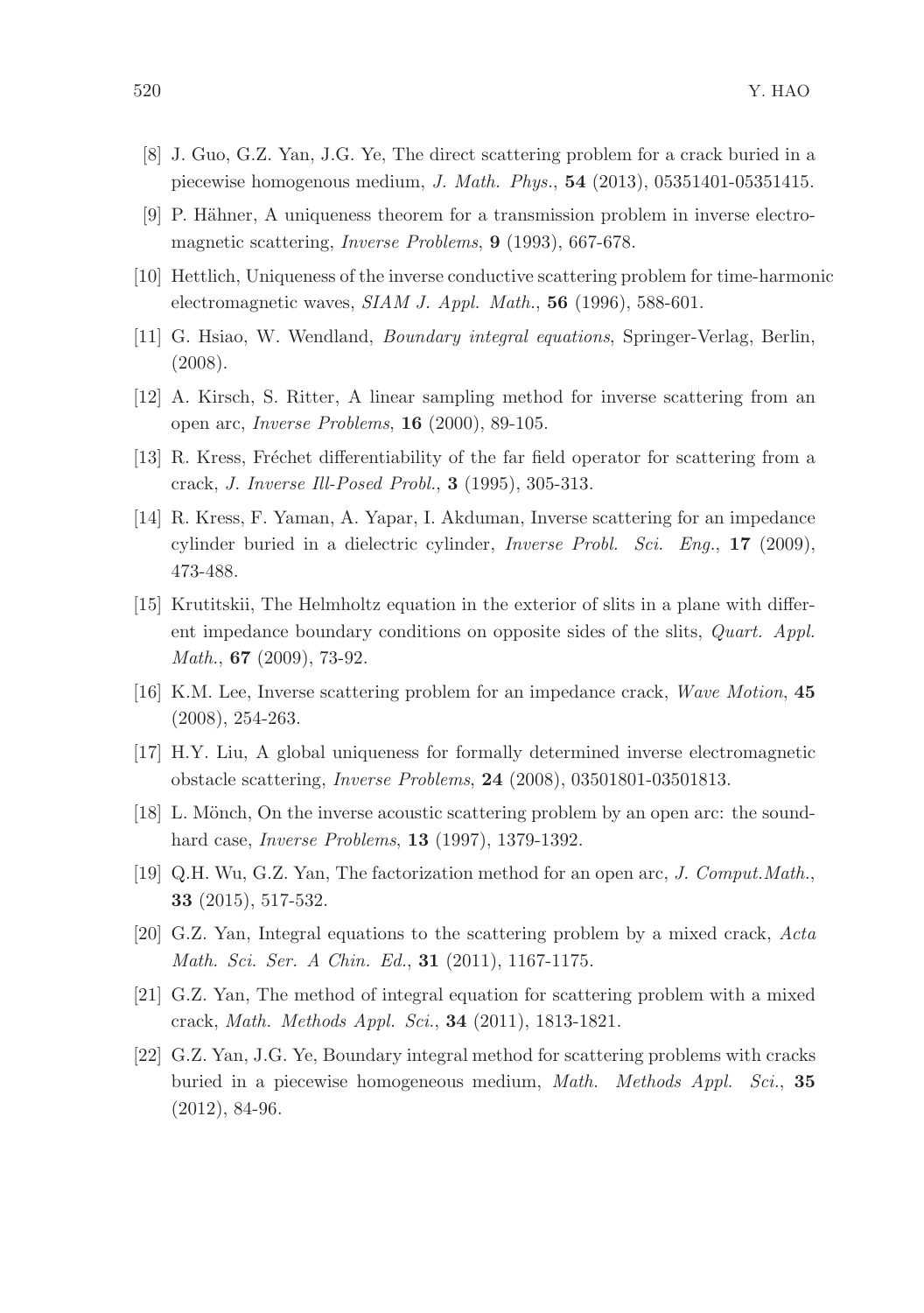[8] J. Guo, G.Z. Yan, J.G. Ye, The direct scattering problem for a crack buried in a piecewise homogenous medium, *J. Math. Phys.*, **54** (2013), 05351401-05351415.

[9] P. Hähner, A uniqueness theorem for a transmission problem in inverse electromagnetic scattering, *Inverse Problems*, **9** (1993), 667-678.

[10] Hettlich, Uniqueness of the inverse conductive scattering problem for time-harmonic electromagnetic waves, *SIAM J. Appl. Math.*, **56** (1996), 588-601.

[11] G. Hsiao, W. Wendland, *Boundary integral equations*, Springer-Verlag, Berlin, (2008).

[12] A. Kirsch, S. Ritter, A linear sampling method for inverse scattering from an open arc, *Inverse Problems*, **16** (2000), 89-105.

[13] R. Kress, Fréchet differentiability of the far field operator for scattering from a crack, *J. Inverse Ill-Posed Probl.*, **3** (1995), 305-313.

[14] R. Kress, F. Yaman, A. Yapar, I. Akduman, Inverse scattering for an impedance cylinder buried in a dielectric cylinder, *Inverse Probl. Sci. Eng.*, **17** (2009), 473-488.

[15] Krutitskii, The Helmholtz equation in the exterior of slits in a plane with different impedance boundary conditions on opposite sides of the slits, *Quart. Appl. Math.*, **67** (2009), 73-92.

[16] K.M. Lee, Inverse scattering problem for an impedance crack, *Wave Motion*, **45** (2008), 254-263.

[17] H.Y. Liu, A global uniqueness for formally determined inverse electromagnetic obstacle scattering, *Inverse Problems*, **24** (2008), 03501801-03501813.

[18] L. Mönch, On the inverse acoustic scattering problem by an open arc: the sound-hard case, *Inverse Problems*, **13** (1997), 1379-1392.

[19] Q.H. Wu, G.Z. Yan, The factorization method for an open arc, *J. Comput.Math.*, **33** (2015), 517-532.

[20] G.Z. Yan, Integral equations to the scattering problem by a mixed crack, *Acta Math. Sci. Ser. A Chin. Ed.*, **31** (2011), 1167-1175.

[21] G.Z. Yan, The method of integral equation for scattering problem with a mixed crack, *Math. Methods Appl. Sci.*, **34** (2011), 1813-1821.

[22] G.Z. Yan, J.G. Ye, Boundary integral method for scattering problems with cracks buried in a piecewise homogeneous medium, *Math. Methods Appl. Sci.*, **35** (2012), 84-96.